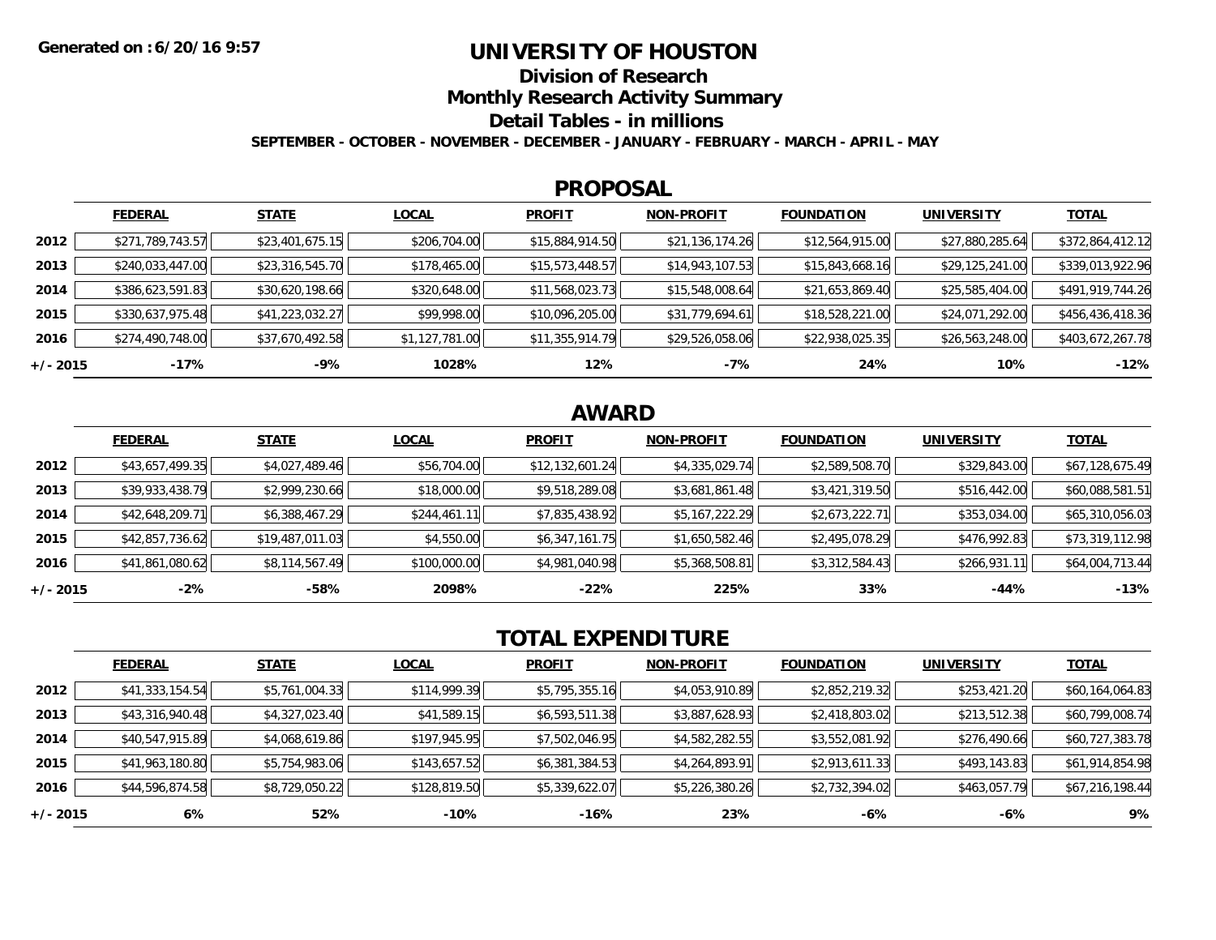Generated on :6/20/16 9:57

# UNIVERSITY OF HOUSTON

## Division of Research

## Monthly Research Activity Summary

## Detail Tables - in millions

**SEPTEMBER - OCTOBER - NOVEMBER - DECEMBER - JANUARY - FEBRUARY - MARCH - APRIL - MAY**

## PROPOSAL

| | FEDERAL | STATE | LOCAL | PROFIT | NON-PROFIT | FOUNDATION | UNIVERSITY | TOTAL |
|---|---|---|---|---|---|---|---|---|
| 2012 | $271,789,743.57 | $23,401,675.15 | $206,704.00 | $15,884,914.50 | $21,136,174.26 | $12,564,915.00 | $27,880,285.64 | $372,864,412.12 |
| 2013 | $240,033,447.00 | $23,316,545.70 | $178,465.00 | $15,573,448.57 | $14,943,107.53 | $15,843,668.16 | $29,125,241.00 | $339,013,922.96 |
| 2014 | $386,623,591.83 | $30,620,198.66 | $320,648.00 | $11,568,023.73 | $15,548,008.64 | $21,653,869.40 | $25,585,404.00 | $491,919,744.26 |
| 2015 | $330,637,975.48 | $41,223,032.27 | $99,998.00 | $10,096,205.00 | $31,779,694.61 | $18,528,221.00 | $24,071,292.00 | $456,436,418.36 |
| 2016 | $274,490,748.00 | $37,670,492.58 | $1,127,781.00 | $11,355,914.79 | $29,526,058.06 | $22,938,025.35 | $26,563,248.00 | $403,672,267.78 |
| +/- 2015 | -17% | -9% | 1028% | 12% | -7% | 24% | 10% | -12% |

## AWARD

| | FEDERAL | STATE | LOCAL | PROFIT | NON-PROFIT | FOUNDATION | UNIVERSITY | TOTAL |
|---|---|---|---|---|---|---|---|---|
| 2012 | $43,657,499.35 | $4,027,489.46 | $56,704.00 | $12,132,601.24 | $4,335,029.74 | $2,589,508.70 | $329,843.00 | $67,128,675.49 |
| 2013 | $39,933,438.79 | $2,999,230.66 | $18,000.00 | $9,518,289.08 | $3,681,861.48 | $3,421,319.50 | $516,442.00 | $60,088,581.51 |
| 2014 | $42,648,209.71 | $6,388,467.29 | $244,461.11 | $7,835,438.92 | $5,167,222.29 | $2,673,222.71 | $353,034.00 | $65,310,056.03 |
| 2015 | $42,857,736.62 | $19,487,011.03 | $4,550.00 | $6,347,161.75 | $1,650,582.46 | $2,495,078.29 | $476,992.83 | $73,319,112.98 |
| 2016 | $41,861,080.62 | $8,114,567.49 | $100,000.00 | $4,981,040.98 | $5,368,508.81 | $3,312,584.43 | $266,931.11 | $64,004,713.44 |
| +/- 2015 | -2% | -58% | 2098% | -22% | 225% | 33% | -44% | -13% |

## TOTAL EXPENDITURE

| | FEDERAL | STATE | LOCAL | PROFIT | NON-PROFIT | FOUNDATION | UNIVERSITY | TOTAL |
|---|---|---|---|---|---|---|---|---|
| 2012 | $41,333,154.54 | $5,761,004.33 | $114,999.39 | $5,795,355.16 | $4,053,910.89 | $2,852,219.32 | $253,421.20 | $60,164,064.83 |
| 2013 | $43,316,940.48 | $4,327,023.40 | $41,589.15 | $6,593,511.38 | $3,887,628.93 | $2,418,803.02 | $213,512.38 | $60,799,008.74 |
| 2014 | $40,547,915.89 | $4,068,619.86 | $197,945.95 | $7,502,046.95 | $4,582,282.55 | $3,552,081.92 | $276,490.66 | $60,727,383.78 |
| 2015 | $41,963,180.80 | $5,754,983.06 | $143,657.52 | $6,381,384.53 | $4,264,893.91 | $2,913,611.33 | $493,143.83 | $61,914,854.98 |
| 2016 | $44,596,874.58 | $8,729,050.22 | $128,819.50 | $5,339,622.07 | $5,226,380.26 | $2,732,394.02 | $463,057.79 | $67,216,198.44 |
| +/- 2015 | 6% | 52% | -10% | -16% | 23% | -6% | -6% | 9% |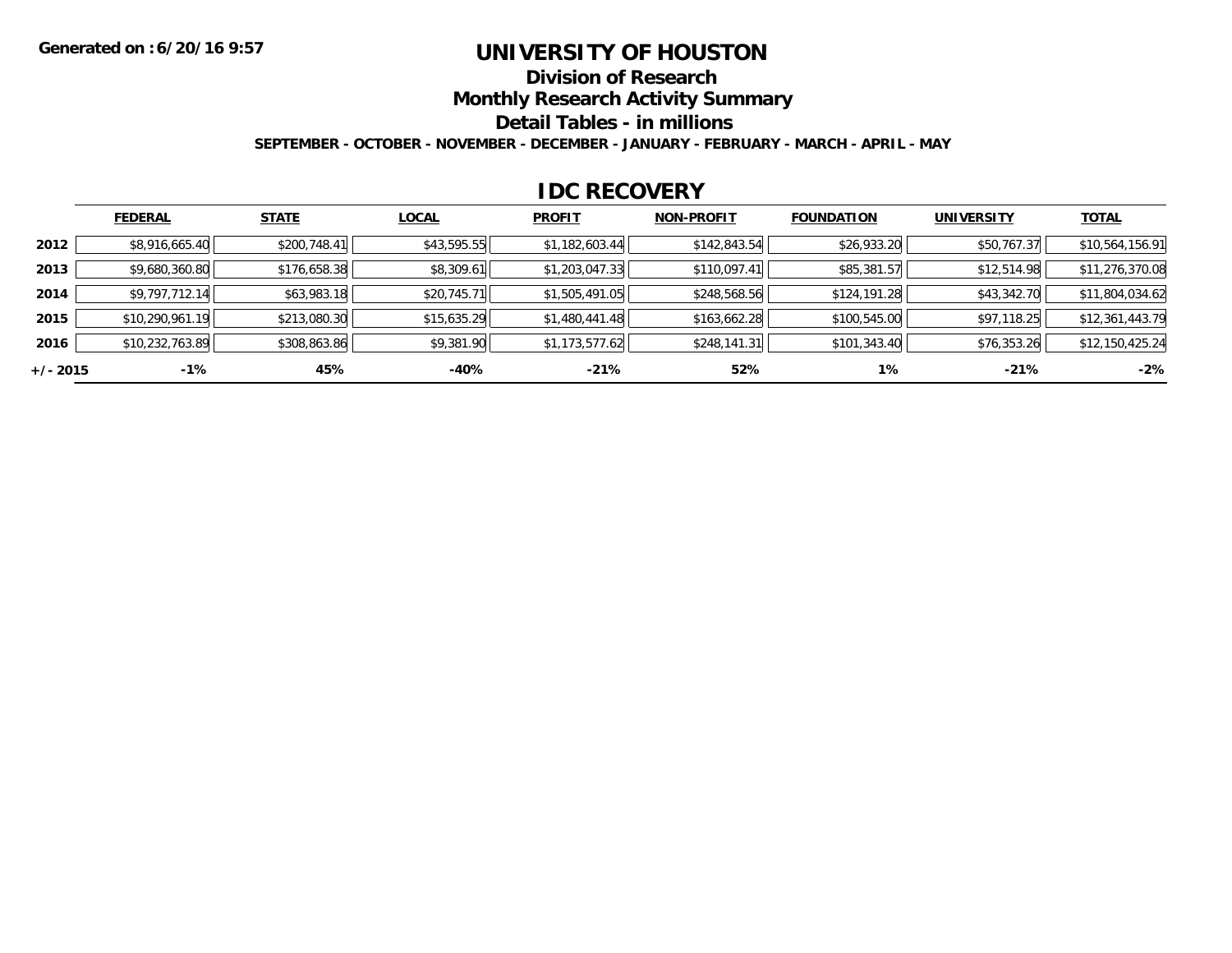Generated on :6/20/16 9:57

# UNIVERSITY OF HOUSTON

## Division of Research

## Monthly Research Activity Summary

## Detail Tables - in millions

**SEPTEMBER - OCTOBER - NOVEMBER - DECEMBER - JANUARY - FEBRUARY - MARCH - APRIL - MAY**

## IDC RECOVERY

| | FEDERAL | STATE | LOCAL | PROFIT | NON-PROFIT | FOUNDATION | UNIVERSITY | TOTAL |
|---|---|---|---|---|---|---|---|---|
| **2012** | $8,916,665.40 | $200,748.41 | $43,595.55 | $1,182,603.44 | $142,843.54 | $26,933.20 | $50,767.37 | $10,564,156.91 |
| **2013** | $9,680,360.80 | $176,658.38 | $8,309.61 | $1,203,047.33 | $110,097.41 | $85,381.57 | $12,514.98 | $11,276,370.08 |
| **2014** | $9,797,712.14 | $63,983.18 | $20,745.71 | $1,505,491.05 | $248,568.56 | $124,191.28 | $43,342.70 | $11,804,034.62 |
| **2015** | $10,290,961.19 | $213,080.30 | $15,635.29 | $1,480,441.48 | $163,662.28 | $100,545.00 | $97,118.25 | $12,361,443.79 |
| **2016** | $10,232,763.89 | $308,863.86 | $9,381.90 | $1,173,577.62 | $248,141.31 | $101,343.40 | $76,353.26 | $12,150,425.24 |
| **+/- 2015** | **-1%** | **45%** | **-40%** | **-21%** | **52%** | **1%** | **-21%** | **-2%** |